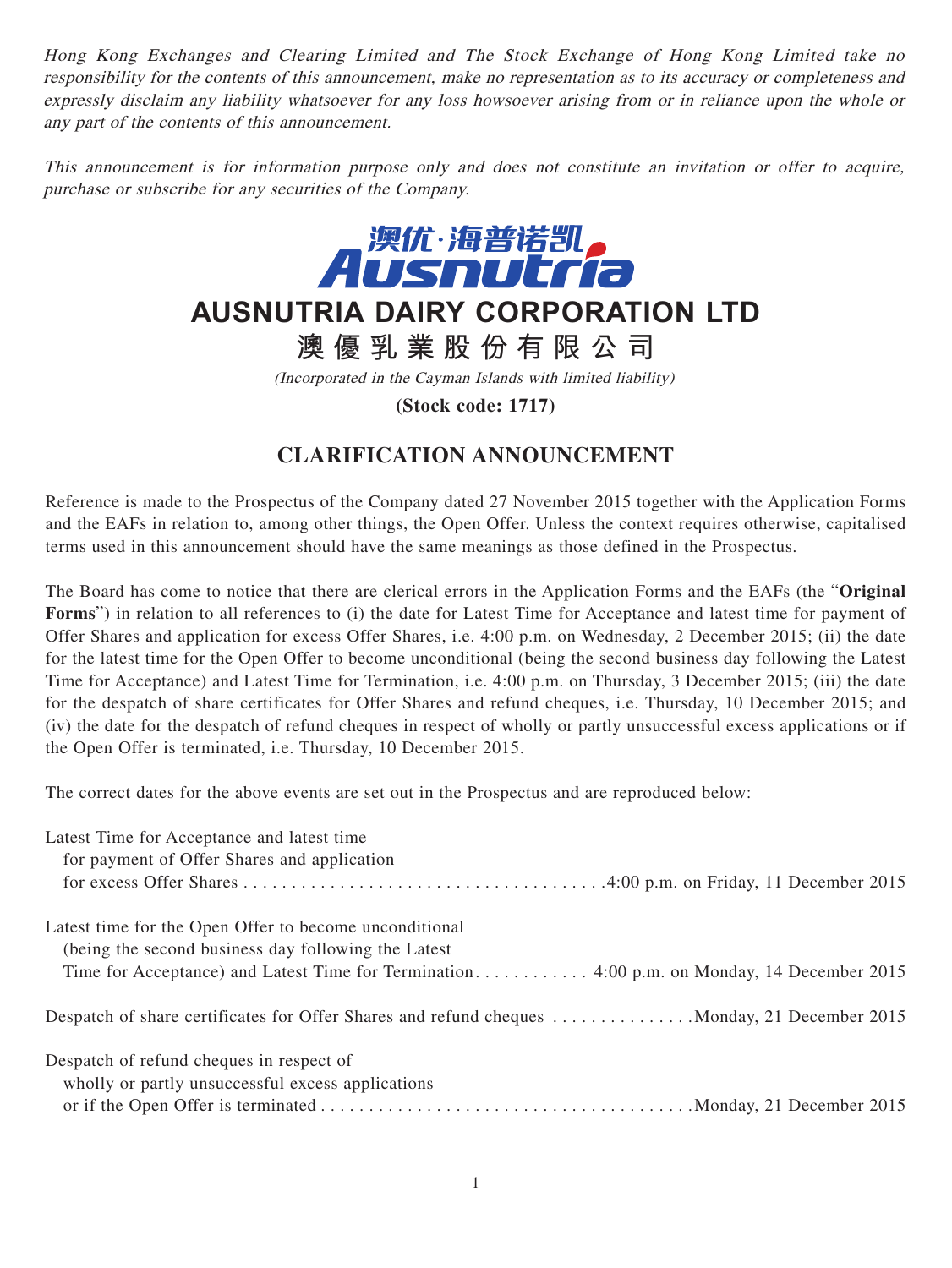*Hong Kong Exchanges and Clearing Limited and The Stock Exchange of Hong Kong Limited take no responsibility for the contents of this announcement, make no representation as to its accuracy or completeness and expressly disclaim any liability whatsoever for any loss howsoever arising from or in reliance upon the whole or any part of the contents of this announcement.*

*This announcement is for information purpose only and does not constitute an invitation or offer to acquire, purchase or subscribe for any securities of the Company.*

澳优·海普诺凯
Ausnutria

# AUSNUTRIA DAIRY CORPORATION LTD

# 澳優乳業股份有限公司

*(Incorporated in the Cayman Islands with limited liability)*

**(Stock code: 1717)**

## CLARIFICATION ANNOUNCEMENT

Reference is made to the Prospectus of the Company dated 27 November 2015 together with the Application Forms and the EAFs in relation to, among other things, the Open Offer. Unless the context requires otherwise, capitalised terms used in this announcement should have the same meanings as those defined in the Prospectus.

The Board has come to notice that there are clerical errors in the Application Forms and the EAFs (the "**Original Forms**") in relation to all references to (i) the date for Latest Time for Acceptance and latest time for payment of Offer Shares and application for excess Offer Shares, i.e. 4:00 p.m. on Wednesday, 2 December 2015; (ii) the date for the latest time for the Open Offer to become unconditional (being the second business day following the Latest Time for Acceptance) and Latest Time for Termination, i.e. 4:00 p.m. on Thursday, 3 December 2015; (iii) the date for the despatch of share certificates for Offer Shares and refund cheques, i.e. Thursday, 10 December 2015; and (iv) the date for the despatch of refund cheques in respect of wholly or partly unsuccessful excess applications or if the Open Offer is terminated, i.e. Thursday, 10 December 2015.

The correct dates for the above events are set out in the Prospectus and are reproduced below:

| | |
|---|---|
| Latest Time for Acceptance and latest time for payment of Offer Shares and application for excess Offer Shares | 4:00 p.m. on Friday, 11 December 2015 |
| Latest time for the Open Offer to become unconditional (being the second business day following the Latest Time for Acceptance) and Latest Time for Termination | 4:00 p.m. on Monday, 14 December 2015 |
| Despatch of share certificates for Offer Shares and refund cheques | Monday, 21 December 2015 |
| Despatch of refund cheques in respect of wholly or partly unsuccessful excess applications or if the Open Offer is terminated | Monday, 21 December 2015 |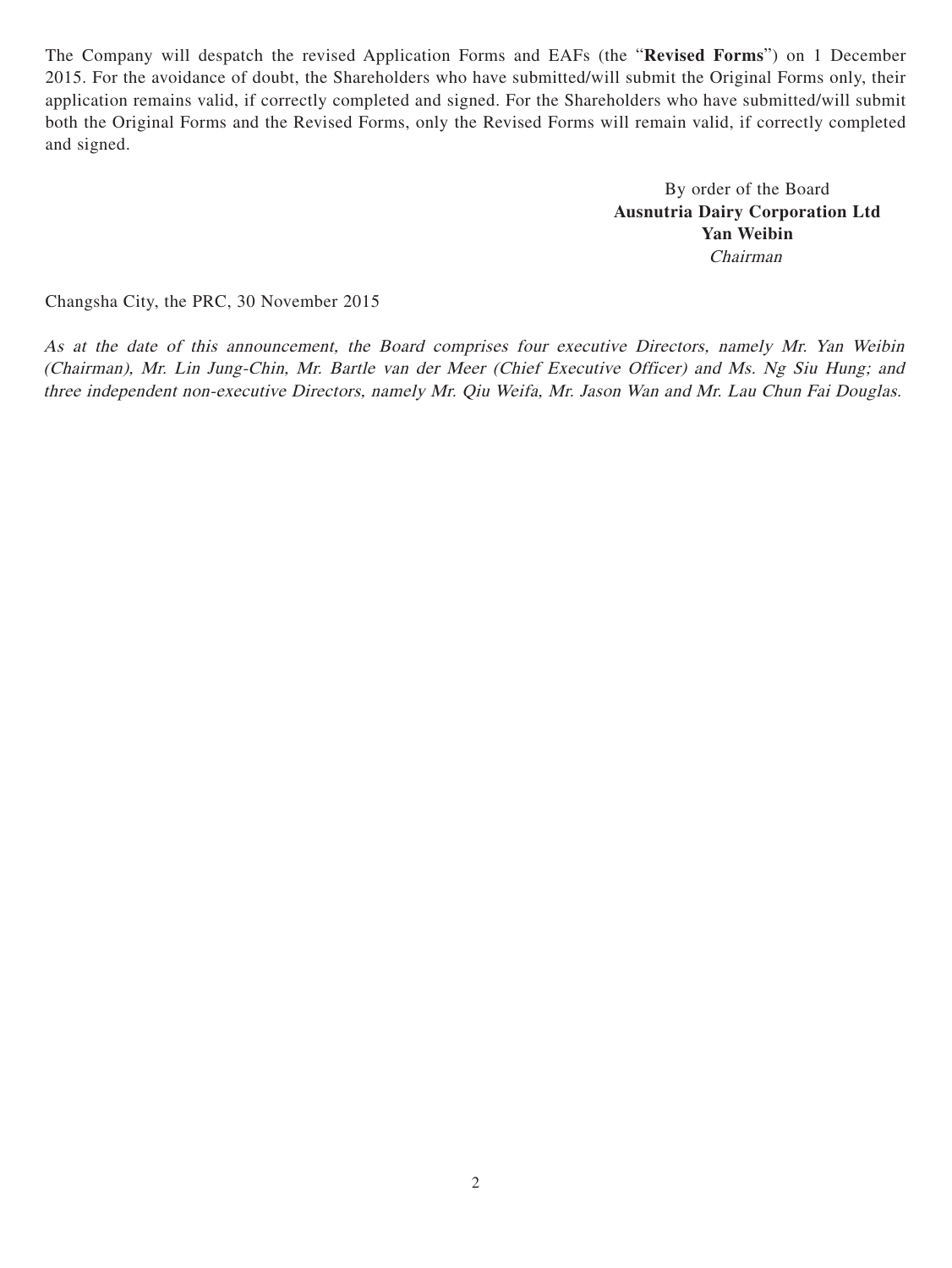The Company will despatch the revised Application Forms and EAFs (the "**Revised Forms**") on 1 December 2015. For the avoidance of doubt, the Shareholders who have submitted/will submit the Original Forms only, their application remains valid, if correctly completed and signed. For the Shareholders who have submitted/will submit both the Original Forms and the Revised Forms, only the Revised Forms will remain valid, if correctly completed and signed.

By order of the Board
**Ausnutria Dairy Corporation Ltd**
**Yan Weibin**
*Chairman*

Changsha City, the PRC, 30 November 2015

*As at the date of this announcement, the Board comprises four executive Directors, namely Mr. Yan Weibin (Chairman), Mr. Lin Jung-Chin, Mr. Bartle van der Meer (Chief Executive Officer) and Ms. Ng Siu Hung; and three independent non-executive Directors, namely Mr. Qiu Weifa, Mr. Jason Wan and Mr. Lau Chun Fai Douglas.*